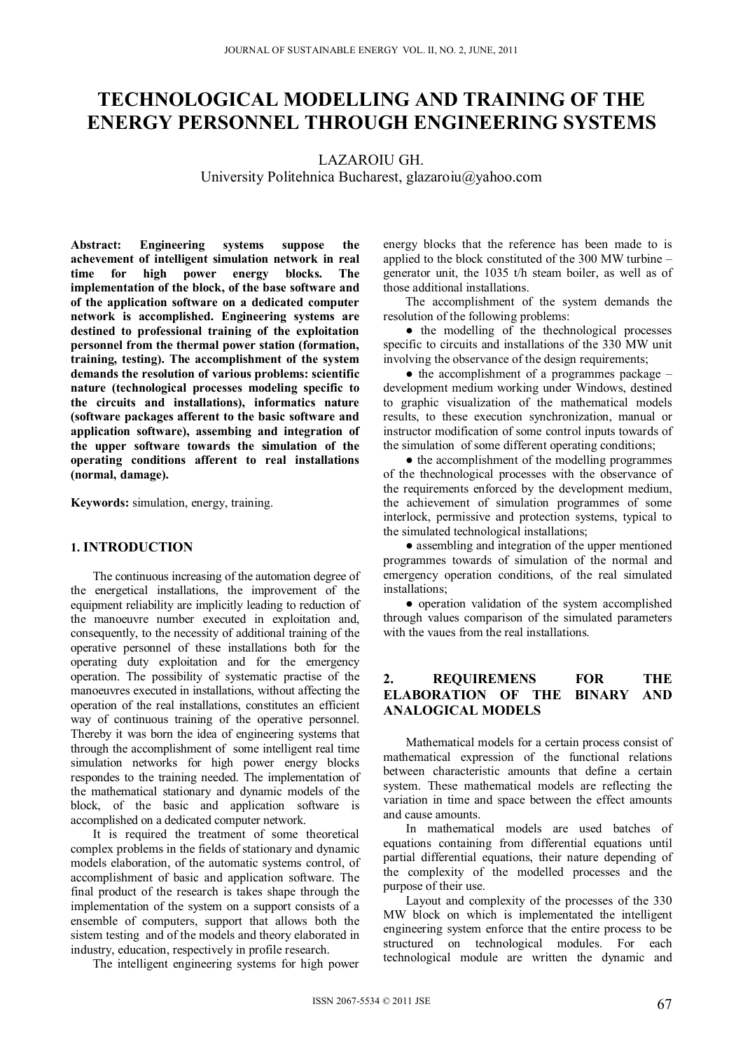# TECHNOLOGICAL MODELLING AND TRAINING OF THE ENERGY PERSONNEL THROUGH ENGINEERING SYSTEMS

LAZAROIU GH.

University Politehnica Bucharest, glazaroiu@yahoo.com

**Abstract: Engineering systems suppose the achevement of intelligent simulation network in real time for high power energy blocks. The implementation of the block, of the base software and of the application software on a dedicated computer network is accomplished. Engineering systems are destined to professional training of the exploitation personnel from the thermal power station (formation, training, testing). The accomplishment of the system demands the resolution of various problems: scientific nature (technological processes modeling specific to the circuits and installations), informatics nature (software packages afferent to the basic software and application software), assembing and integration of the upper software towards the simulation of the operating conditions afferent to real installations (normal, damage).**

**Keywords:** simulation, energy, training.

## 1. INTRODUCTION

The continuous increasing of the automation degree of the energetical installations, the improvement of the equipment reliability are implicitly leading to reduction of the manoeuvre number executed in exploitation and, consequently, to the necessity of additional training of the operative personnel of these installations both for the operating duty exploitation and for the emergency operation. The possibility of systematic practise of the manoeuvres executed in installations, without affecting the operation of the real installations, constitutes an efficient way of continuous training of the operative personnel. Thereby it was born the idea of engineering systems that through the accomplishment of some intelligent real time simulation networks for high power energy blocks respondes to the training needed. The implementation of the mathematical stationary and dynamic models of the block, of the basic and application software is accomplished on a dedicated computer network.

It is required the treatment of some theoretical complex problems in the fields of stationary and dynamic models elaboration, of the automatic systems control, of accomplishment of basic and application software. The final product of the research is takes shape through the implementation of the system on a support consists of a ensemble of computers, support that allows both the sistem testing and of the models and theory elaborated in industry, education, respectively in profile research.

The intelligent engineering systems for high power energy blocks that the reference has been made to is applied to the block constituted of the 300 MW turbine – generator unit, the 1035 t/h steam boiler, as well as of those additional installations.

The accomplishment of the system demands the resolution of the following problems:

- the modelling of the thechnological processes specific to circuits and installations of the 330 MW unit involving the observance of the design requirements;
- the accomplishment of a programmes package – development medium working under Windows, destined to graphic visualization of the mathematical models results, to these execution synchronization, manual or instructor modification of some control inputs towards of the simulation of some different operating conditions;
- the accomplishment of the modelling programmes of the thechnological processes with the observance of the requirements enforced by the development medium, the achievement of simulation programmes of some interlock, permissive and protection systems, typical to the simulated technological installations;
- assembling and integration of the upper mentioned programmes towards of simulation of the normal and emergency operation conditions, of the real simulated installations;
- operation validation of the system accomplished through values comparison of the simulated parameters with the vaues from the real installations.

## 2. REQUIREMENS FOR THE ELABORATION OF THE BINARY AND ANALOGICAL MODELS

Mathematical models for a certain process consist of mathematical expression of the functional relations between characteristic amounts that define a certain system. These mathematical models are reflecting the variation in time and space between the effect amounts and cause amounts.

In mathematical models are used batches of equations containing from differential equations until partial differential equations, their nature depending of the complexity of the modelled processes and the purpose of their use.

Layout and complexity of the processes of the 330 MW block on which is implementated the intelligent engineering system enforce that the entire process to be structured on technological modules. For each technological module are written the dynamic and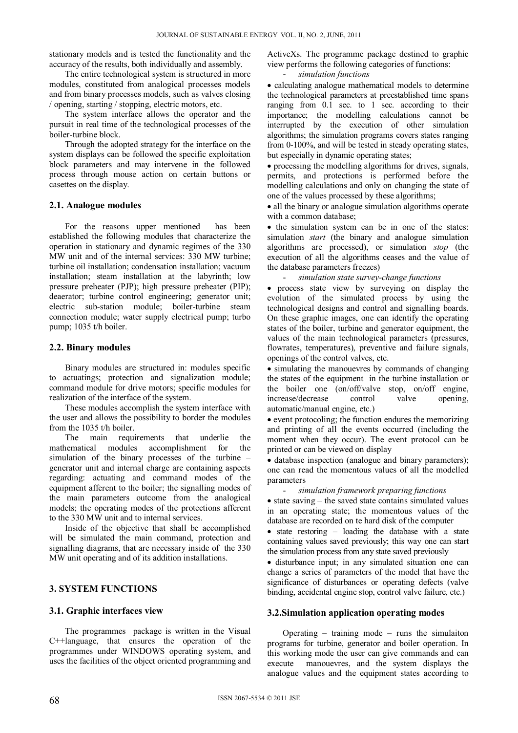stationary models and is tested the functionality and the accuracy of the results, both individually and assembly.

The entire technological system is structured in more modules, constituted from analogical processes models and from binary processes models, such as valves closing / opening, starting / stopping, electric motors, etc.

The system interface allows the operator and the pursuit in real time of the technological processes of the boiler-turbine block.

Through the adopted strategy for the interface on the system displays can be followed the specific exploitation block parameters and may intervene in the followed process through mouse action on certain buttons or casettes on the display.

### 2.1. Analogue modules

For the reasons upper mentioned has been established the following modules that characterize the operation in stationary and dynamic regimes of the 330 MW unit and of the internal services: 330 MW turbine; turbine oil installation; condensation installation; vacuum installation; steam installation at the labyrinth; low pressure preheater (PJP); high pressure preheater (PIP); deaerator; turbine control engineering; generator unit; electric sub-station module; boiler-turbine steam connection module; water supply electrical pump; turbo pump; 1035 t/h boiler.

### 2.2. Binary modules

Binary modules are structured in: modules specific to actuatings; protection and signalization module; command module for drive motors; specific modules for realization of the interface of the system.

These modules accomplish the system interface with the user and allows the possibility to border the modules from the 1035 t/h boiler.

The main requirements that underlie the mathematical modules accomplishment for the simulation of the binary processes of the turbine – generator unit and internal charge are containing aspects regarding: actuating and command modes of the equipment afferent to the boiler; the signalling modes of the main parameters outcome from the analogical models; the operating modes of the protections afferent to the 330 MW unit and to internal services.

Inside of the objective that shall be accomplished will be simulated the main command, protection and signalling diagrams, that are necessary inside of the 330 MW unit operating and of its addition installations.

## 3. SYSTEM FUNCTIONS

### 3.1. Graphic interfaces view

The programmes package is written in the Visual C++language, that ensures the operation of the programmes under WINDOWS operating system, and uses the facilities of the object oriented programming and ActiveXs. The programme package destined to graphic view performs the following categories of functions:

- *simulation functions*

• calculating analogue mathematical models to determine the technological parameters at preestablished time spans ranging from 0.1 sec. to 1 sec. according to their importance; the modelling calculations cannot be interrupted by the execution of other simulation algorithms; the simulation programs covers states ranging from 0-100%, and will be tested in steady operating states, but especially in dynamic operating states;

• processing the modelling algorithms for drives, signals, permits, and protections is performed before the modelling calculations and only on changing the state of one of the values processed by these algorithms;

• all the binary or analogue simulation algorithms operate with a common database;

• the simulation system can be in one of the states: simulation *start* (the binary and analogue simulation algorithms are processed), or simulation *stop* (the execution of all the algorithms ceases and the value of the database parameters freezes)

- *simulation state survey-change functions*

• process state view by surveying on display the evolution of the simulated process by using the technological designs and control and signalling boards. On these graphic images, one can identify the operating states of the boiler, turbine and generator equipment, the values of the main technological parameters (pressures, flowrates, temperatures), preventive and failure signals, openings of the control valves, etc.

• simulating the manouevres by commands of changing the states of the equipment in the turbine installation or the boiler one (on/off/valve stop, on/off engine, increase/decrease control valve opening, automatic/manual engine, etc.)

• event protocoling; the function endures the memorizing and printing of all the events occurred (including the moment when they occur). The event protocol can be printed or can be viewed on display

• database inspection (analogue and binary parameters); one can read the momentous values of all the modelled parameters

- *simulation framework preparing functions*

• state saving – the saved state contains simulated values in an operating state; the momentous values of the database are recorded on te hard disk of the computer

• state restoring – loading the database with a state containing values saved previously; this way one can start the simulation process from any state saved previously

• disturbance input; in any simulated situation one can change a series of parameters of the model that have the significance of disturbances or operating defects (valve binding, accidental engine stop, control valve failure, etc.)

### 3.2.Simulation application operating modes

Operating – training mode – runs the simulaiton programs for turbine, generator and boiler operation. In this working mode the user can give commands and can execute manouevres, and the system displays the analogue values and the equipment states according to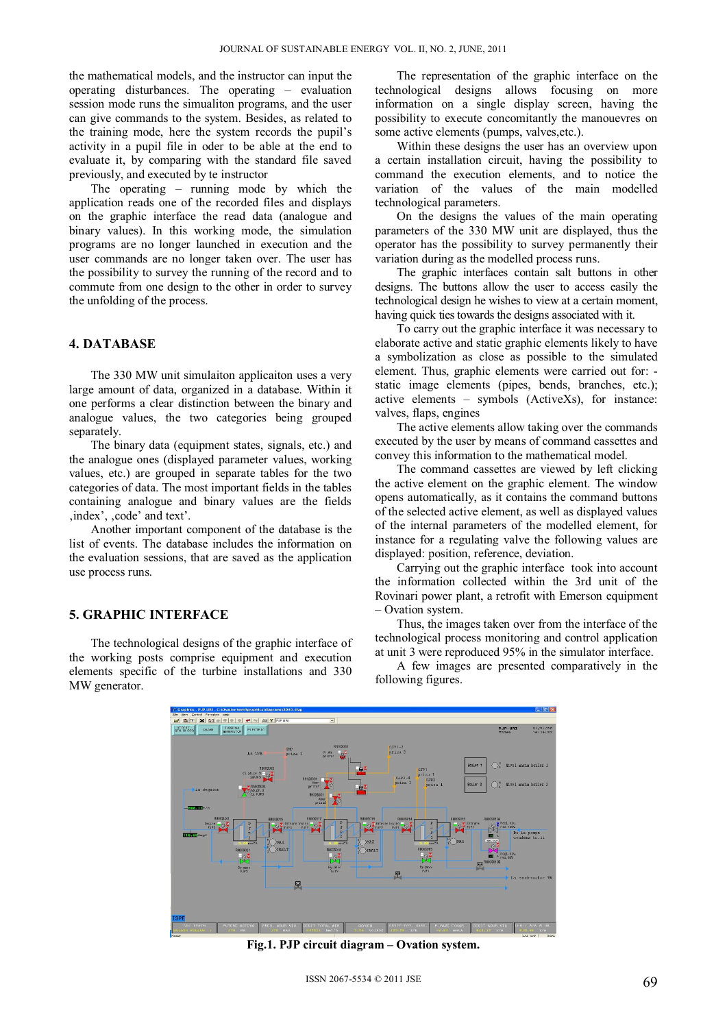the mathematical models, and the instructor can input the operating disturbances. The operating – evaluation session mode runs the simualiton programs, and the user can give commands to the system. Besides, as related to the training mode, here the system records the pupil's activity in a pupil file in oder to be able at the end to evaluate it, by comparing with the standard file saved previously, and executed by te instructor

The operating – running mode by which the application reads one of the recorded files and displays on the graphic interface the read data (analogue and binary values). In this working mode, the simulation programs are no longer launched in execution and the user commands are no longer taken over. The user has the possibility to survey the running of the record and to commute from one design to the other in order to survey the unfolding of the process.

## 4. DATABASE

The 330 MW unit simulaiton applicaiton uses a very large amount of data, organized in a database. Within it one performs a clear distinction between the binary and analogue values, the two categories being grouped separately.

The binary data (equipment states, signals, etc.) and the analogue ones (displayed parameter values, working values, etc.) are grouped in separate tables for the two categories of data. The most important fields in the tables containing analogue and binary values are the fields ‚index', ‚code' and text'.

Another important component of the database is the list of events. The database includes the information on the evaluation sessions, that are saved as the application use process runs.

## 5. GRAPHIC INTERFACE

The technological designs of the graphic interface of the working posts comprise equipment and execution elements specific of the turbine installations and 330 MW generator.

The representation of the graphic interface on the technological designs allows focusing on more information on a single display screen, having the possibility to execute concomitantly the manouevres on some active elements (pumps, valves,etc.).

Within these designs the user has an overview upon a certain installation circuit, having the possibility to command the execution elements, and to notice the variation of the values of the main modelled technological parameters.

On the designs the values of the main operating parameters of the 330 MW unit are displayed, thus the operator has the possibility to survey permanently their variation during as the modelled process runs.

The graphic interfaces contain salt buttons in other designs. The buttons allow the user to access easily the technological design he wishes to view at a certain moment, having quick ties towards the designs associated with it.

To carry out the graphic interface it was necessary to elaborate active and static graphic elements likely to have a symbolization as close as possible to the simulated element. Thus, graphic elements were carried out for: - static image elements (pipes, bends, branches, etc.); active elements – symbols (ActiveXs), for instance: valves, flaps, engines

The active elements allow taking over the commands executed by the user by means of command cassettes and convey this information to the mathematical model.

The command cassettes are viewed by left clicking the active element on the graphic element. The window opens automatically, as it contains the command buttons of the selected active element, as well as displayed values of the internal parameters of the modelled element, for instance for a regulating valve the following values are displayed: position, reference, deviation.

Carrying out the graphic interface took into account the information collected within the 3rd unit of the Rovinari power plant, a retrofit with Emerson equipment – Ovation system.

Thus, the images taken over from the interface of the technological process monitoring and control application at unit 3 were reproduced 95% in the simulator interface.

A few images are presented comparatively in the following figures.

**Fig.1. PJP circuit diagram – Ovation system.**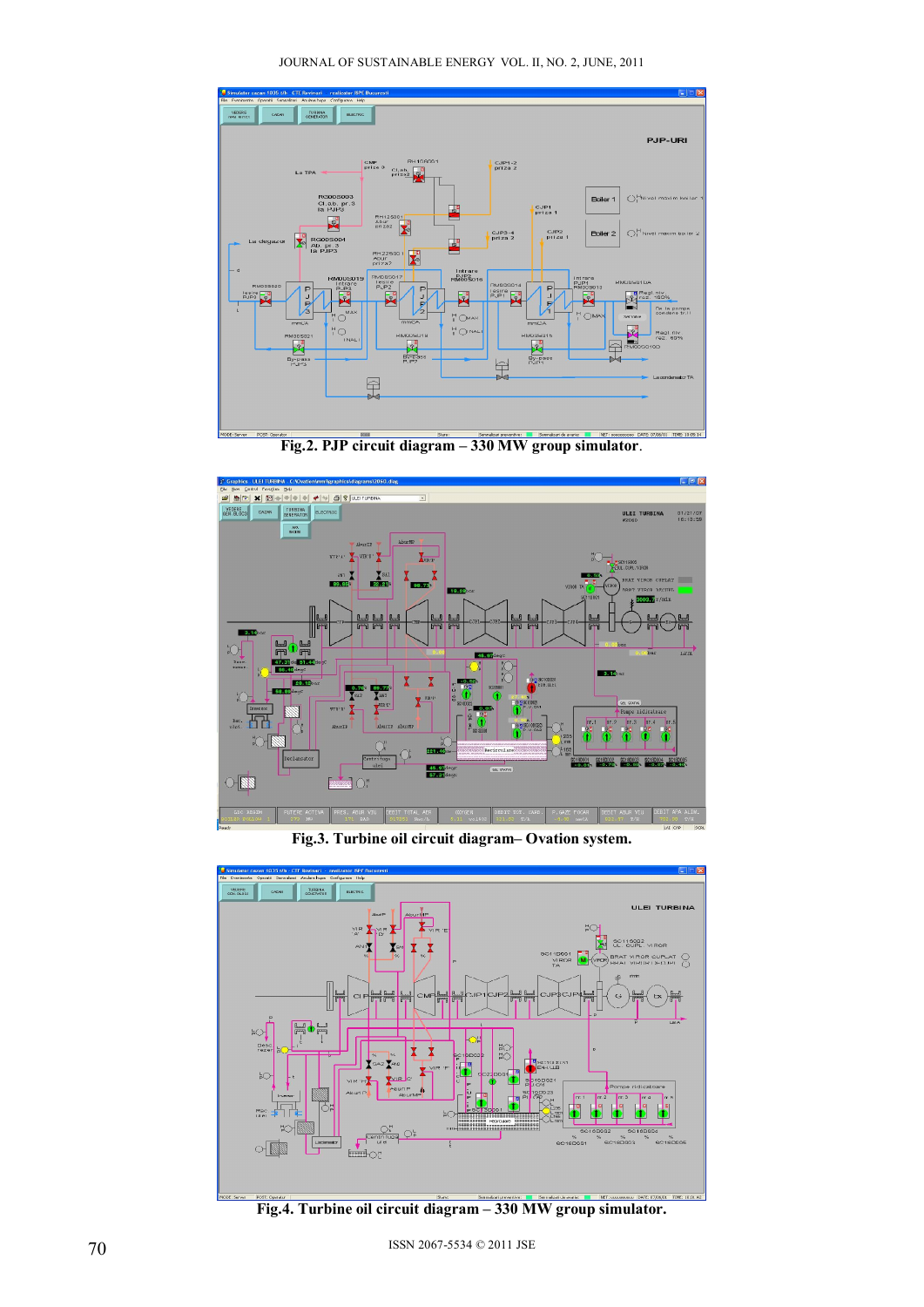Fig.2. PJP circuit diagram – 330 MW group simulator.

Fig.3. Turbine oil circuit diagram– Ovation system.

Fig.4. Turbine oil circuit diagram – 330 MW group simulator.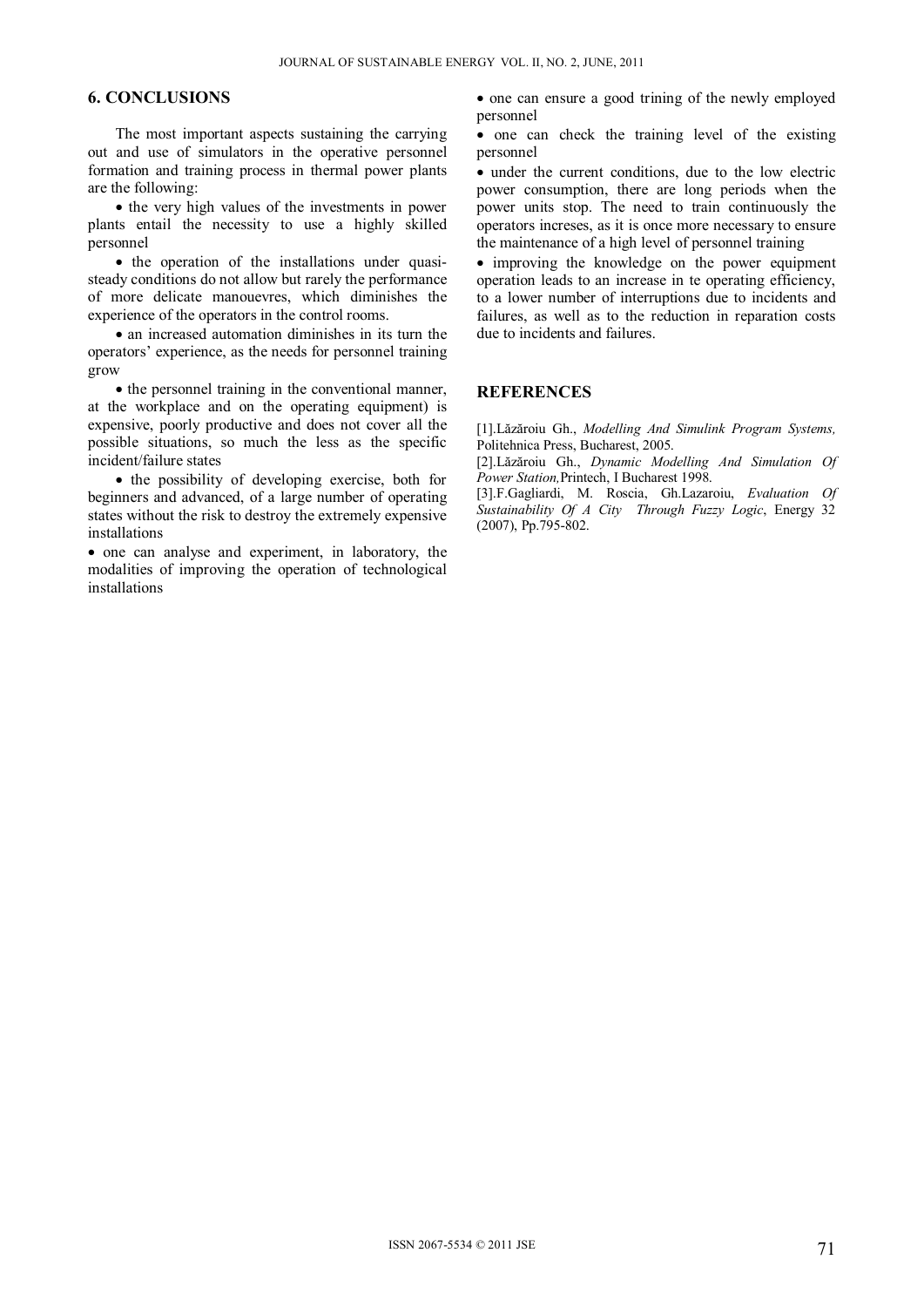## 6. CONCLUSIONS

The most important aspects sustaining the carrying out and use of simulators in the operative personnel formation and training process in thermal power plants are the following:

- the very high values of the investments in power plants entail the necessity to use a highly skilled personnel
- the operation of the installations under quasi-steady conditions do not allow but rarely the performance of more delicate manouevres, which diminishes the experience of the operators in the control rooms.
- an increased automation diminishes in its turn the operators' experience, as the needs for personnel training grow
- the personnel training in the conventional manner, at the workplace and on the operating equipment) is expensive, poorly productive and does not cover all the possible situations, so much the less as the specific incident/failure states
- the possibility of developing exercise, both for beginners and advanced, of a large number of operating states without the risk to destroy the extremely expensive installations
- one can analyse and experiment, in laboratory, the modalities of improving the operation of technological installations
- one can ensure a good trining of the newly employed personnel
- one can check the training level of the existing personnel
- under the current conditions, due to the low electric power consumption, there are long periods when the power units stop. The need to train continuously the operators increses, as it is once more necessary to ensure the maintenance of a high level of personnel training
- improving the knowledge on the power equipment operation leads to an increase in te operating efficiency, to a lower number of interruptions due to incidents and failures, as well as to the reduction in reparation costs due to incidents and failures.

## REFERENCES

[1].Lăzăroiu Gh., *Modelling And Simulink Program Systems,* Politehnica Press, Bucharest, 2005.

[2].Lăzăroiu Gh., *Dynamic Modelling And Simulation Of Power Station,*Printech, I Bucharest 1998.

[3].F.Gagliardi, M. Roscia, Gh.Lazaroiu, *Evaluation Of Sustainability Of A City Through Fuzzy Logic*, Energy 32 (2007), Pp.795-802.